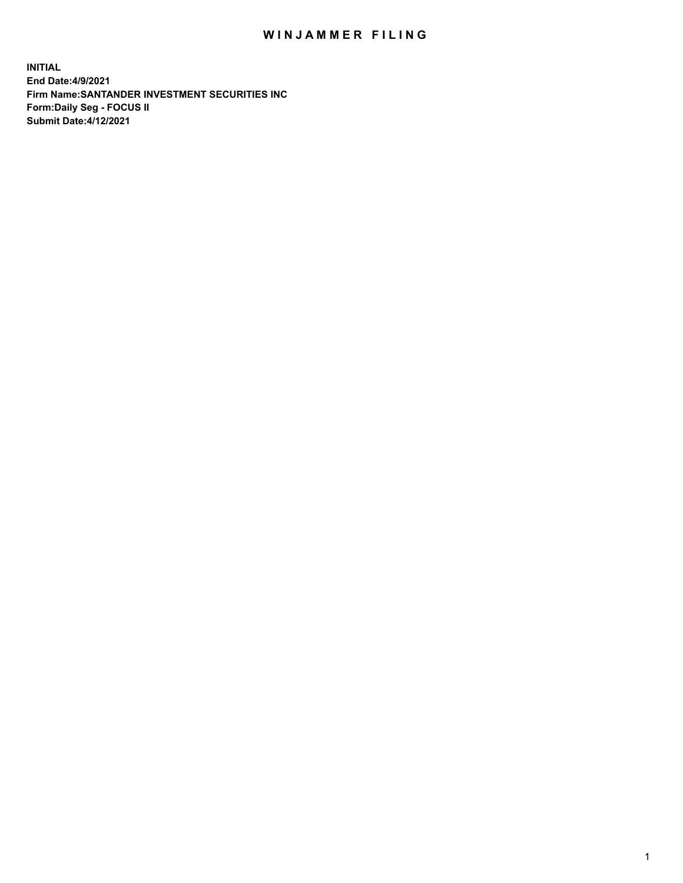# WINJAMMER FILING

**INITIAL**
**End Date:4/9/2021**
**Firm Name:SANTANDER INVESTMENT SECURITIES INC**
**Form:Daily Seg - FOCUS II**
**Submit Date:4/12/2021**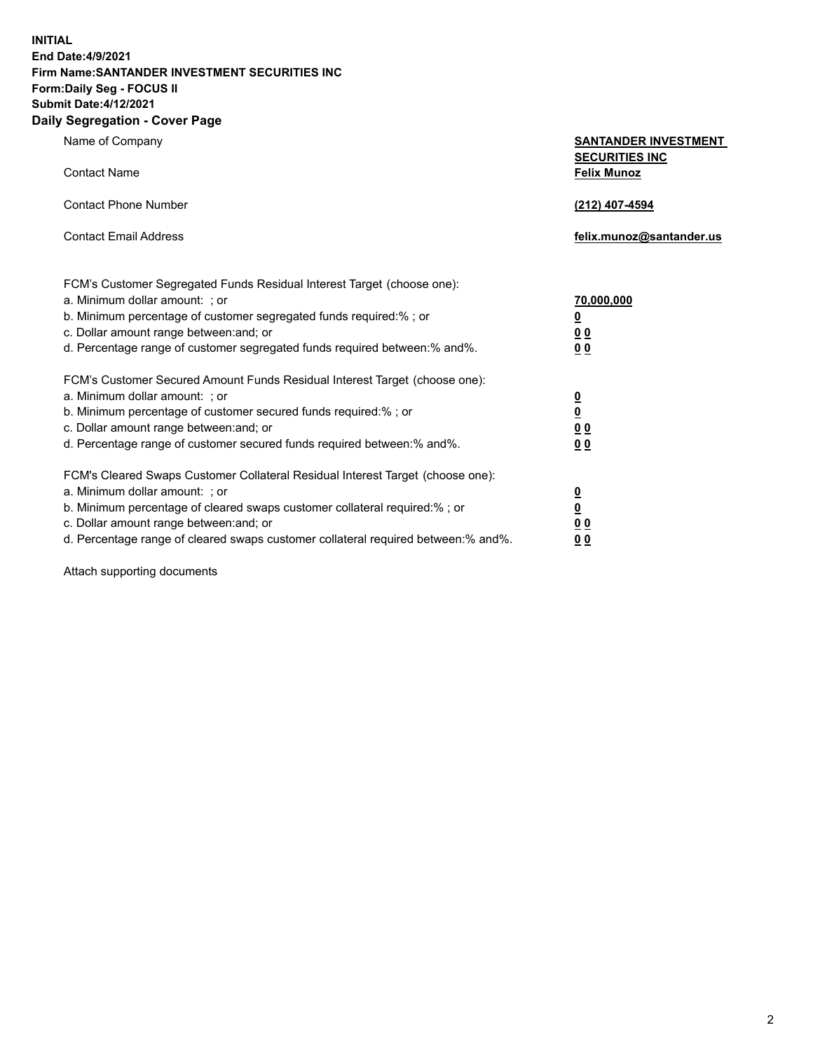**INITIAL**
**End Date:4/9/2021**
**Firm Name:SANTANDER INVESTMENT SECURITIES INC**
**Form:Daily Seg - FOCUS II**
**Submit Date:4/12/2021**

## Daily Segregation - Cover Page

| | |
|---|---|
| Name of Company | **SANTANDER INVESTMENT SECURITIES INC** |
| Contact Name | **Felix Munoz** |
| Contact Phone Number | **(212) 407-4594** |
| Contact Email Address | **felix.munoz@santander.us** |

| | |
|---|---|
| FCM's Customer Segregated Funds Residual Interest Target (choose one): | |
| a. Minimum dollar amount: ; or | **70,000,000** |
| b. Minimum percentage of customer segregated funds required:% ; or | **0** |
| c. Dollar amount range between:and; or | **0 0** |
| d. Percentage range of customer segregated funds required between:% and%. | **0 0** |
| FCM's Customer Secured Amount Funds Residual Interest Target (choose one): | |
| a. Minimum dollar amount: ; or | **0** |
| b. Minimum percentage of customer secured funds required:% ; or | **0** |
| c. Dollar amount range between:and; or | **0 0** |
| d. Percentage range of customer secured funds required between:% and%. | **0 0** |
| FCM's Cleared Swaps Customer Collateral Residual Interest Target (choose one): | |
| a. Minimum dollar amount: ; or | **0** |
| b. Minimum percentage of cleared swaps customer collateral required:% ; or | **0** |
| c. Dollar amount range between:and; or | **0 0** |
| d. Percentage range of cleared swaps customer collateral required between:% and%. | **0 0** |

Attach supporting documents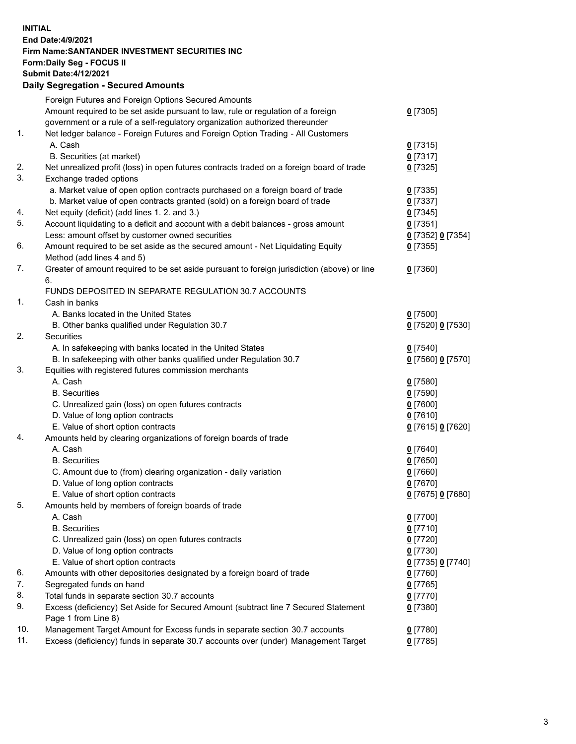**INITIAL**
**End Date:4/9/2021**
**Firm Name:SANTANDER INVESTMENT SECURITIES INC**
**Form:Daily Seg - FOCUS II**
**Submit Date:4/12/2021**

**Daily Segregation - Secured Amounts**

| | | |
|---|---|---|
| | Foreign Futures and Foreign Options Secured Amounts | |
| | Amount required to be set aside pursuant to law, rule or regulation of a foreign government or a rule of a self-regulatory organization authorized thereunder | 0 [7305] |
| 1. | Net ledger balance - Foreign Futures and Foreign Option Trading - All Customers | |
| | A. Cash | 0 [7315] |
| | B. Securities (at market) | 0 [7317] |
| 2. | Net unrealized profit (loss) in open futures contracts traded on a foreign board of trade | 0 [7325] |
| 3. | Exchange traded options | |
| | a. Market value of open option contracts purchased on a foreign board of trade | 0 [7335] |
| | b. Market value of open contracts granted (sold) on a foreign board of trade | 0 [7337] |
| 4. | Net equity (deficit) (add lines 1. 2. and 3.) | 0 [7345] |
| 5. | Account liquidating to a deficit and account with a debit balances - gross amount | 0 [7351] |
| | Less: amount offset by customer owned securities | 0 [7352] 0 [7354] |
| 6. | Amount required to be set aside as the secured amount - Net Liquidating Equity Method (add lines 4 and 5) | 0 [7355] |
| 7. | Greater of amount required to be set aside pursuant to foreign jurisdiction (above) or line 6. | 0 [7360] |
| | FUNDS DEPOSITED IN SEPARATE REGULATION 30.7 ACCOUNTS | |
| 1. | Cash in banks | |
| | A. Banks located in the United States | 0 [7500] |
| | B. Other banks qualified under Regulation 30.7 | 0 [7520] 0 [7530] |
| 2. | Securities | |
| | A. In safekeeping with banks located in the United States | 0 [7540] |
| | B. In safekeeping with other banks qualified under Regulation 30.7 | 0 [7560] 0 [7570] |
| 3. | Equities with registered futures commission merchants | |
| | A. Cash | 0 [7580] |
| | B. Securities | 0 [7590] |
| | C. Unrealized gain (loss) on open futures contracts | 0 [7600] |
| | D. Value of long option contracts | 0 [7610] |
| | E. Value of short option contracts | 0 [7615] 0 [7620] |
| 4. | Amounts held by clearing organizations of foreign boards of trade | |
| | A. Cash | 0 [7640] |
| | B. Securities | 0 [7650] |
| | C. Amount due to (from) clearing organization - daily variation | 0 [7660] |
| | D. Value of long option contracts | 0 [7670] |
| | E. Value of short option contracts | 0 [7675] 0 [7680] |
| 5. | Amounts held by members of foreign boards of trade | |
| | A. Cash | 0 [7700] |
| | B. Securities | 0 [7710] |
| | C. Unrealized gain (loss) on open futures contracts | 0 [7720] |
| | D. Value of long option contracts | 0 [7730] |
| | E. Value of short option contracts | 0 [7735] 0 [7740] |
| 6. | Amounts with other depositories designated by a foreign board of trade | 0 [7760] |
| 7. | Segregated funds on hand | 0 [7765] |
| 8. | Total funds in separate section 30.7 accounts | 0 [7770] |
| 9. | Excess (deficiency) Set Aside for Secured Amount (subtract line 7 Secured Statement Page 1 from Line 8) | 0 [7380] |
| 10. | Management Target Amount for Excess funds in separate section 30.7 accounts | 0 [7780] |
| 11. | Excess (deficiency) funds in separate 30.7 accounts over (under) Management Target | 0 [7785] |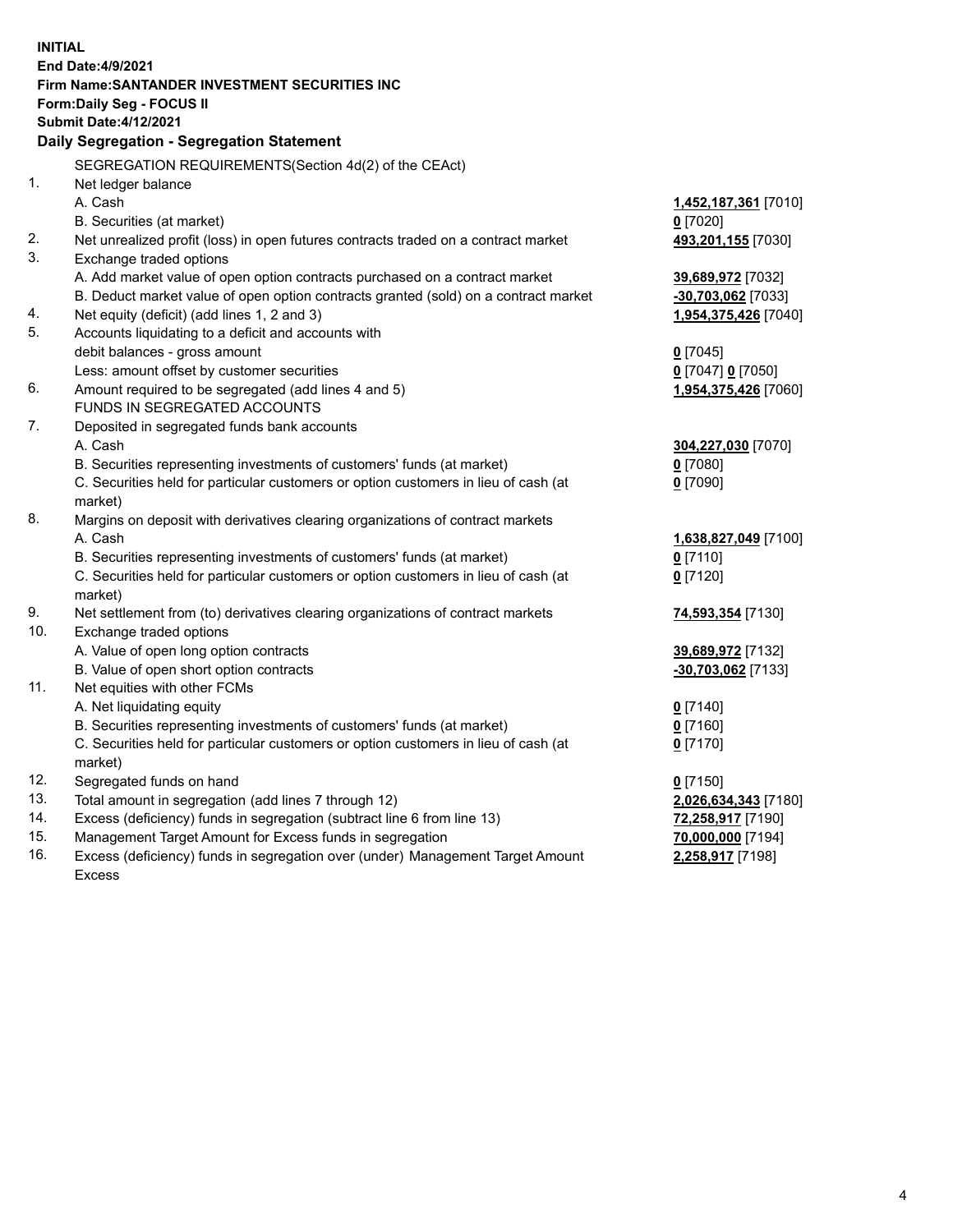**INITIAL**
**End Date:4/9/2021**
**Firm Name:SANTANDER INVESTMENT SECURITIES INC**
**Form:Daily Seg - FOCUS II**
**Submit Date:4/12/2021**

**Daily Segregation - Segregation Statement**

| | SEGREGATION REQUIREMENTS(Section 4d(2) of the CEAct) | |
|---|---|---|
| 1. | Net ledger balance | |
| | A. Cash | **1,452,187,361** [7010] |
| | B. Securities (at market) | **0** [7020] |
| 2. | Net unrealized profit (loss) in open futures contracts traded on a contract market | **493,201,155** [7030] |
| 3. | Exchange traded options | |
| | A. Add market value of open option contracts purchased on a contract market | **39,689,972** [7032] |
| | B. Deduct market value of open option contracts granted (sold) on a contract market | **-30,703,062** [7033] |
| 4. | Net equity (deficit) (add lines 1, 2 and 3) | **1,954,375,426** [7040] |
| 5. | Accounts liquidating to a deficit and accounts with debit balances - gross amount | **0** [7045] |
| | Less: amount offset by customer securities | **0** [7047] **0** [7050] |
| 6. | Amount required to be segregated (add lines 4 and 5) | **1,954,375,426** [7060] |
| | FUNDS IN SEGREGATED ACCOUNTS | |
| 7. | Deposited in segregated funds bank accounts | |
| | A. Cash | **304,227,030** [7070] |
| | B. Securities representing investments of customers' funds (at market) | **0** [7080] |
| | C. Securities held for particular customers or option customers in lieu of cash (at market) | **0** [7090] |
| 8. | Margins on deposit with derivatives clearing organizations of contract markets | |
| | A. Cash | **1,638,827,049** [7100] |
| | B. Securities representing investments of customers' funds (at market) | **0** [7110] |
| | C. Securities held for particular customers or option customers in lieu of cash (at market) | **0** [7120] |
| 9. | Net settlement from (to) derivatives clearing organizations of contract markets | **74,593,354** [7130] |
| 10. | Exchange traded options | |
| | A. Value of open long option contracts | **39,689,972** [7132] |
| | B. Value of open short option contracts | **-30,703,062** [7133] |
| 11. | Net equities with other FCMs | |
| | A. Net liquidating equity | **0** [7140] |
| | B. Securities representing investments of customers' funds (at market) | **0** [7160] |
| | C. Securities held for particular customers or option customers in lieu of cash (at market) | **0** [7170] |
| 12. | Segregated funds on hand | **0** [7150] |
| 13. | Total amount in segregation (add lines 7 through 12) | **2,026,634,343** [7180] |
| 14. | Excess (deficiency) funds in segregation (subtract line 6 from line 13) | **72,258,917** [7190] |
| 15. | Management Target Amount for Excess funds in segregation | **70,000,000** [7194] |
| 16. | Excess (deficiency) funds in segregation over (under) Management Target Amount Excess | **2,258,917** [7198] |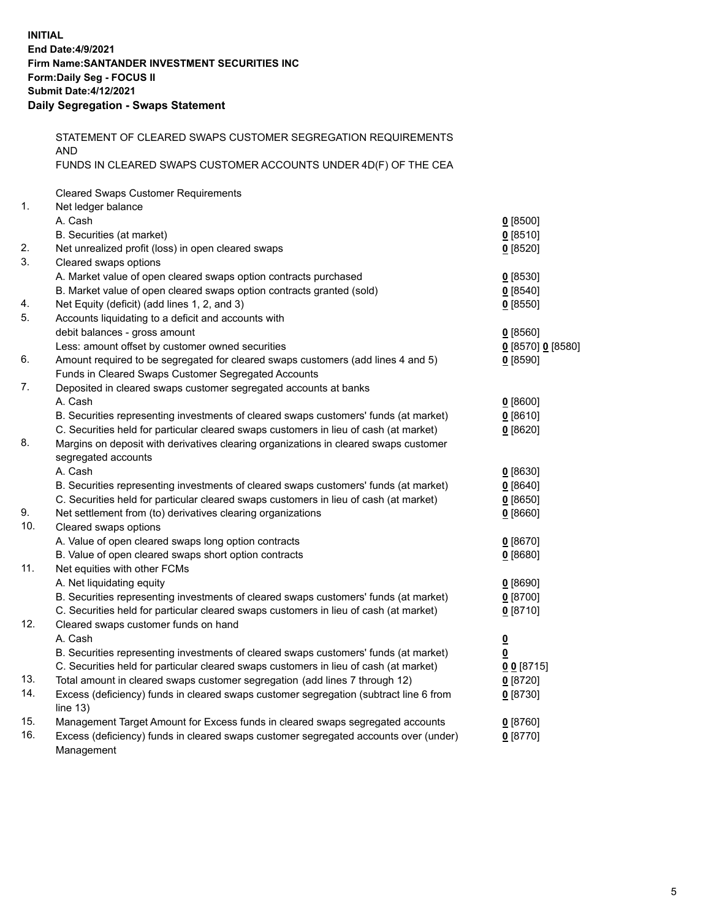**INITIAL**
**End Date:4/9/2021**
**Firm Name:SANTANDER INVESTMENT SECURITIES INC**
**Form:Daily Seg - FOCUS II**
**Submit Date:4/12/2021**
**Daily Segregation - Swaps Statement**

STATEMENT OF CLEARED SWAPS CUSTOMER SEGREGATION REQUIREMENTS AND FUNDS IN CLEARED SWAPS CUSTOMER ACCOUNTS UNDER 4D(F) OF THE CEA

| | | |
|---|---|---|
| | Cleared Swaps Customer Requirements | |
| 1. | Net ledger balance | |
| | A. Cash | 0 [8500] |
| | B. Securities (at market) | 0 [8510] |
| 2. | Net unrealized profit (loss) in open cleared swaps | 0 [8520] |
| 3. | Cleared swaps options | |
| | A. Market value of open cleared swaps option contracts purchased | 0 [8530] |
| | B. Market value of open cleared swaps option contracts granted (sold) | 0 [8540] |
| 4. | Net Equity (deficit) (add lines 1, 2, and 3) | 0 [8550] |
| 5. | Accounts liquidating to a deficit and accounts with debit balances - gross amount | 0 [8560] |
| | Less: amount offset by customer owned securities | 0 [8570] 0 [8580] |
| 6. | Amount required to be segregated for cleared swaps customers (add lines 4 and 5) | 0 [8590] |
| | Funds in Cleared Swaps Customer Segregated Accounts | |
| 7. | Deposited in cleared swaps customer segregated accounts at banks | |
| | A. Cash | 0 [8600] |
| | B. Securities representing investments of cleared swaps customers' funds (at market) | 0 [8610] |
| | C. Securities held for particular cleared swaps customers in lieu of cash (at market) | 0 [8620] |
| 8. | Margins on deposit with derivatives clearing organizations in cleared swaps customer segregated accounts | |
| | A. Cash | 0 [8630] |
| | B. Securities representing investments of cleared swaps customers' funds (at market) | 0 [8640] |
| | C. Securities held for particular cleared swaps customers in lieu of cash (at market) | 0 [8650] |
| 9. | Net settlement from (to) derivatives clearing organizations | 0 [8660] |
| 10. | Cleared swaps options | |
| | A. Value of open cleared swaps long option contracts | 0 [8670] |
| | B. Value of open cleared swaps short option contracts | 0 [8680] |
| 11. | Net equities with other FCMs | |
| | A. Net liquidating equity | 0 [8690] |
| | B. Securities representing investments of cleared swaps customers' funds (at market) | 0 [8700] |
| | C. Securities held for particular cleared swaps customers in lieu of cash (at market) | 0 [8710] |
| 12. | Cleared swaps customer funds on hand | |
| | A. Cash | 0 |
| | B. Securities representing investments of cleared swaps customers' funds (at market) | 0 |
| | C. Securities held for particular cleared swaps customers in lieu of cash (at market) | 0 0 [8715] |
| 13. | Total amount in cleared swaps customer segregation (add lines 7 through 12) | 0 [8720] |
| 14. | Excess (deficiency) funds in cleared swaps customer segregation (subtract line 6 from line 13) | 0 [8730] |
| 15. | Management Target Amount for Excess funds in cleared swaps segregated accounts | 0 [8760] |
| 16. | Excess (deficiency) funds in cleared swaps customer segregated accounts over (under) Management | 0 [8770] |